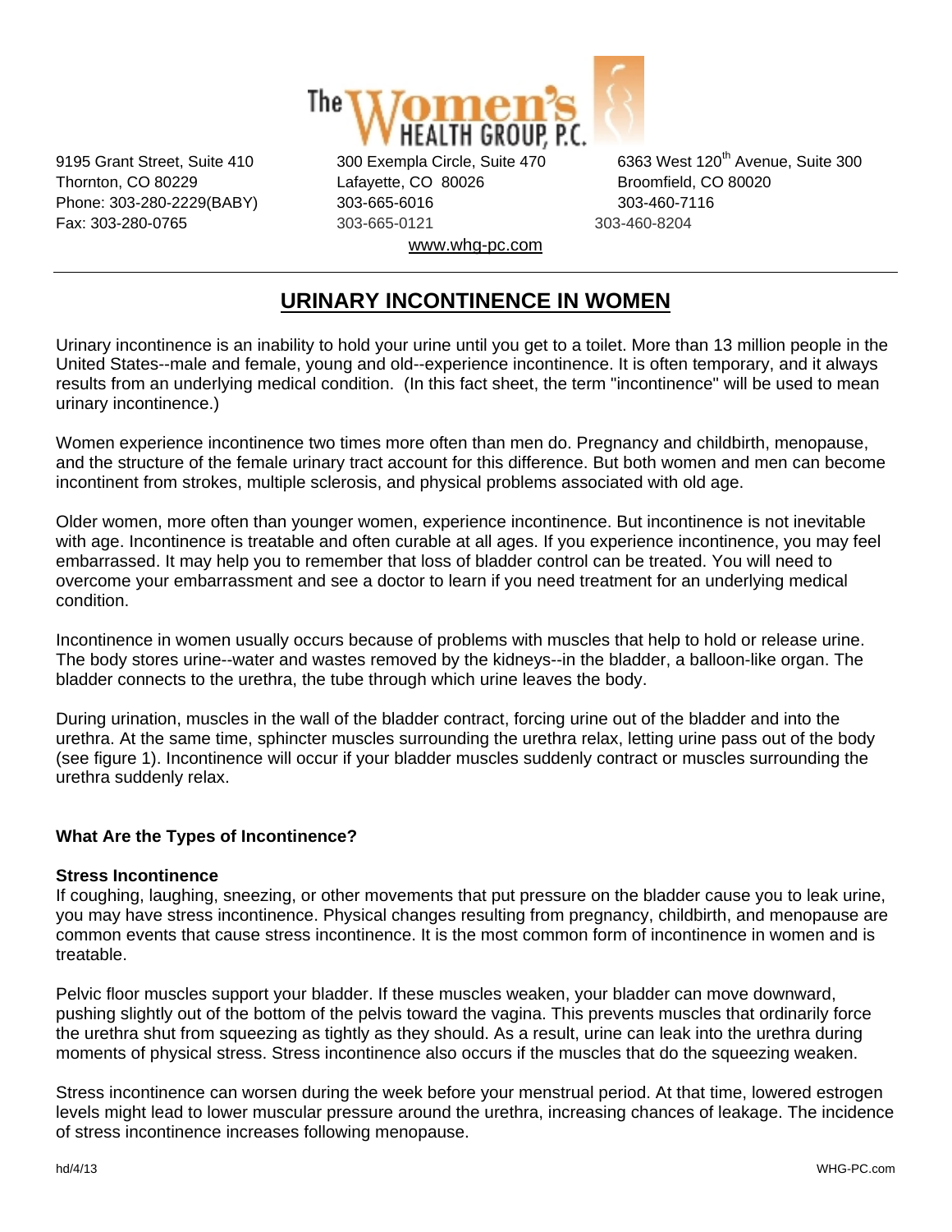The Women's Health Group, P.C.

9195 Grant Street, Suite 410
Thornton, CO 80229
Phone: 303-280-2229(BABY)
Fax: 303-280-0765

300 Exempla Circle, Suite 470
Lafayette, CO 80026
303-665-6016
303-665-0121

6363 West 120th Avenue, Suite 300
Broomfield, CO 80020
303-460-7116
303-460-8204

www.whg-pc.com

# URINARY INCONTINENCE IN WOMEN

Urinary incontinence is an inability to hold your urine until you get to a toilet. More than 13 million people in the United States--male and female, young and old--experience incontinence. It is often temporary, and it always results from an underlying medical condition. (In this fact sheet, the term "incontinence" will be used to mean urinary incontinence.)

Women experience incontinence two times more often than men do. Pregnancy and childbirth, menopause, and the structure of the female urinary tract account for this difference. But both women and men can become incontinent from strokes, multiple sclerosis, and physical problems associated with old age.

Older women, more often than younger women, experience incontinence. But incontinence is not inevitable with age. Incontinence is treatable and often curable at all ages. If you experience incontinence, you may feel embarrassed. It may help you to remember that loss of bladder control can be treated. You will need to overcome your embarrassment and see a doctor to learn if you need treatment for an underlying medical condition.

Incontinence in women usually occurs because of problems with muscles that help to hold or release urine. The body stores urine--water and wastes removed by the kidneys--in the bladder, a balloon-like organ. The bladder connects to the urethra, the tube through which urine leaves the body.

During urination, muscles in the wall of the bladder contract, forcing urine out of the bladder and into the urethra. At the same time, sphincter muscles surrounding the urethra relax, letting urine pass out of the body (see figure 1). Incontinence will occur if your bladder muscles suddenly contract or muscles surrounding the urethra suddenly relax.

## What Are the Types of Incontinence?

### Stress Incontinence

If coughing, laughing, sneezing, or other movements that put pressure on the bladder cause you to leak urine, you may have stress incontinence. Physical changes resulting from pregnancy, childbirth, and menopause are common events that cause stress incontinence. It is the most common form of incontinence in women and is treatable.

Pelvic floor muscles support your bladder. If these muscles weaken, your bladder can move downward, pushing slightly out of the bottom of the pelvis toward the vagina. This prevents muscles that ordinarily force the urethra shut from squeezing as tightly as they should. As a result, urine can leak into the urethra during moments of physical stress. Stress incontinence also occurs if the muscles that do the squeezing weaken.

Stress incontinence can worsen during the week before your menstrual period. At that time, lowered estrogen levels might lead to lower muscular pressure around the urethra, increasing chances of leakage. The incidence of stress incontinence increases following menopause.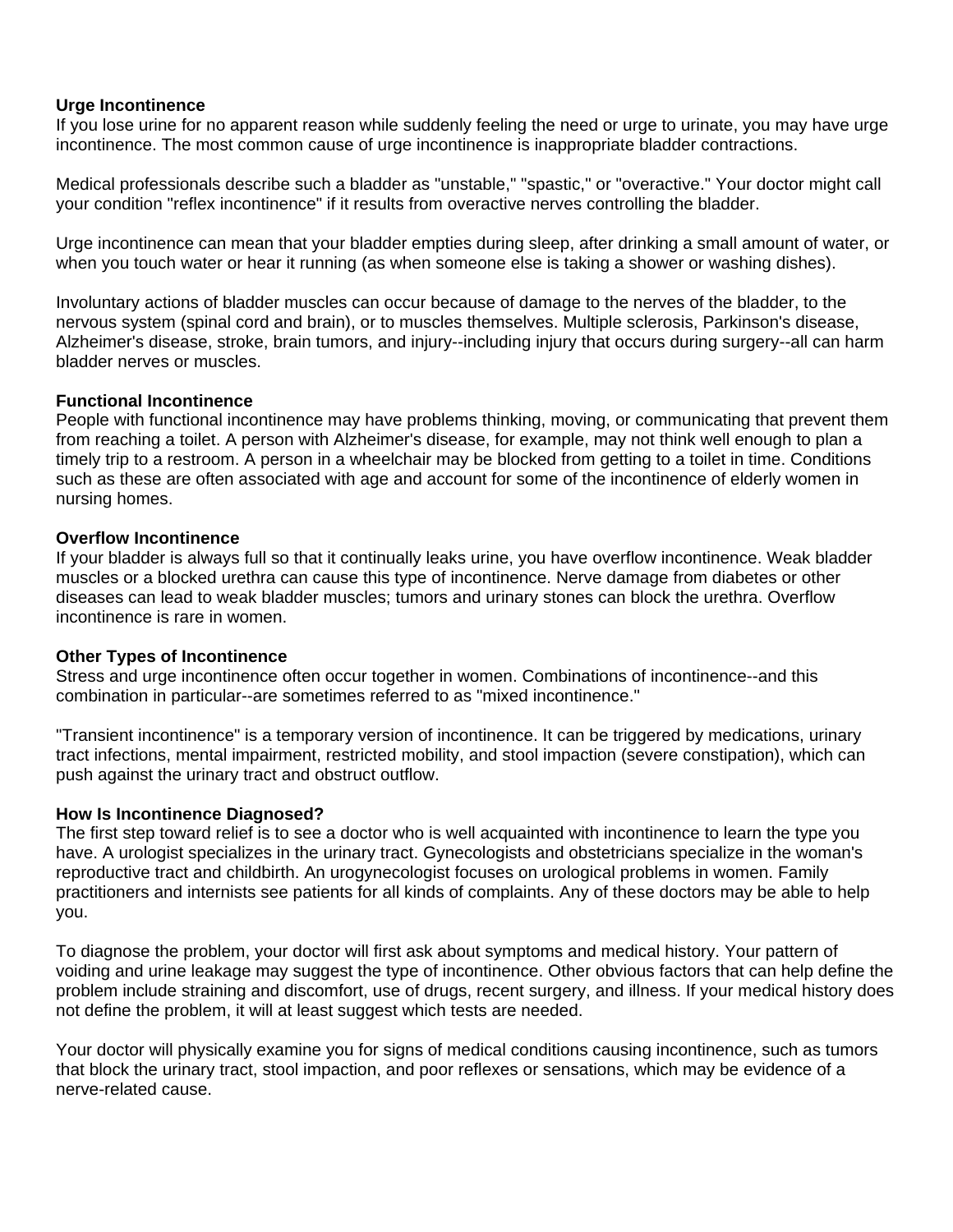**Urge Incontinence**

If you lose urine for no apparent reason while suddenly feeling the need or urge to urinate, you may have urge incontinence. The most common cause of urge incontinence is inappropriate bladder contractions.

Medical professionals describe such a bladder as "unstable," "spastic," or "overactive." Your doctor might call your condition "reflex incontinence" if it results from overactive nerves controlling the bladder.

Urge incontinence can mean that your bladder empties during sleep, after drinking a small amount of water, or when you touch water or hear it running (as when someone else is taking a shower or washing dishes).

Involuntary actions of bladder muscles can occur because of damage to the nerves of the bladder, to the nervous system (spinal cord and brain), or to muscles themselves. Multiple sclerosis, Parkinson's disease, Alzheimer's disease, stroke, brain tumors, and injury--including injury that occurs during surgery--all can harm bladder nerves or muscles.

**Functional Incontinence**

People with functional incontinence may have problems thinking, moving, or communicating that prevent them from reaching a toilet. A person with Alzheimer's disease, for example, may not think well enough to plan a timely trip to a restroom. A person in a wheelchair may be blocked from getting to a toilet in time. Conditions such as these are often associated with age and account for some of the incontinence of elderly women in nursing homes.

**Overflow Incontinence**

If your bladder is always full so that it continually leaks urine, you have overflow incontinence. Weak bladder muscles or a blocked urethra can cause this type of incontinence. Nerve damage from diabetes or other diseases can lead to weak bladder muscles; tumors and urinary stones can block the urethra. Overflow incontinence is rare in women.

**Other Types of Incontinence**

Stress and urge incontinence often occur together in women. Combinations of incontinence--and this combination in particular--are sometimes referred to as "mixed incontinence."

"Transient incontinence" is a temporary version of incontinence. It can be triggered by medications, urinary tract infections, mental impairment, restricted mobility, and stool impaction (severe constipation), which can push against the urinary tract and obstruct outflow.

**How Is Incontinence Diagnosed?**

The first step toward relief is to see a doctor who is well acquainted with incontinence to learn the type you have. A urologist specializes in the urinary tract. Gynecologists and obstetricians specialize in the woman's reproductive tract and childbirth. An urogynecologist focuses on urological problems in women. Family practitioners and internists see patients for all kinds of complaints. Any of these doctors may be able to help you.

To diagnose the problem, your doctor will first ask about symptoms and medical history. Your pattern of voiding and urine leakage may suggest the type of incontinence. Other obvious factors that can help define the problem include straining and discomfort, use of drugs, recent surgery, and illness. If your medical history does not define the problem, it will at least suggest which tests are needed.

Your doctor will physically examine you for signs of medical conditions causing incontinence, such as tumors that block the urinary tract, stool impaction, and poor reflexes or sensations, which may be evidence of a nerve-related cause.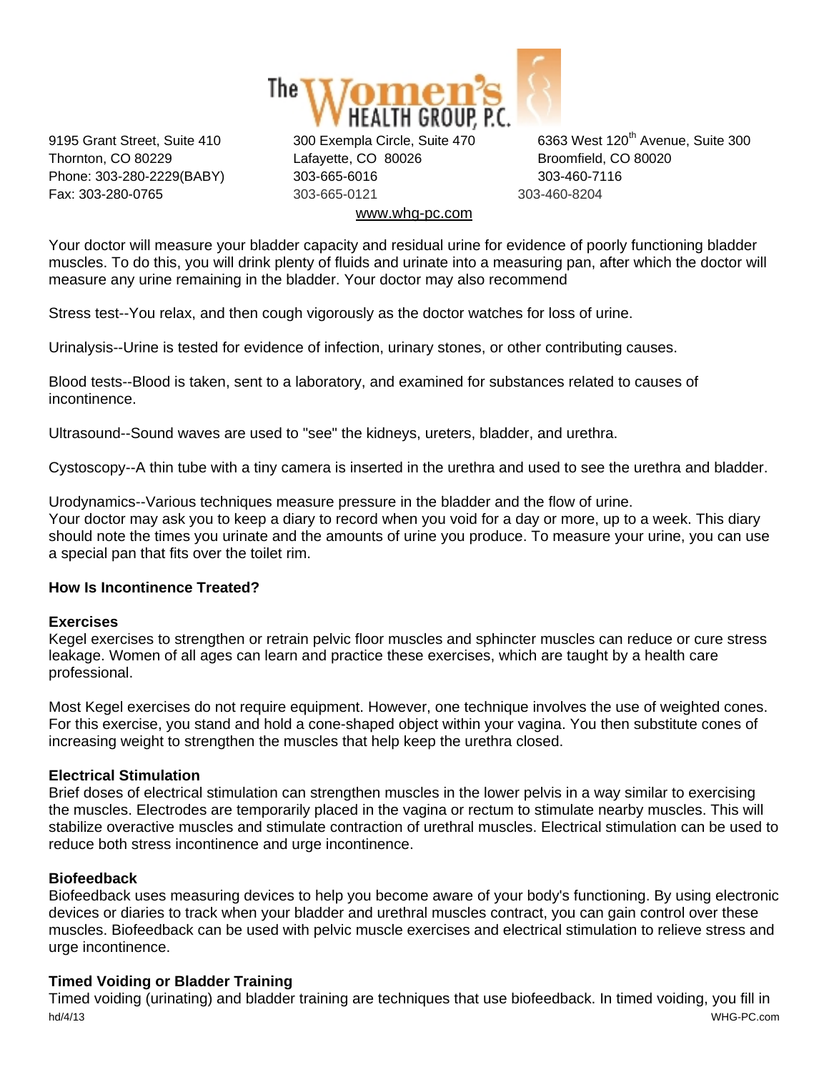Your doctor will measure your bladder capacity and residual urine for evidence of poorly functioning bladder muscles. To do this, you will drink plenty of fluids and urinate into a measuring pan, after which the doctor will measure any urine remaining in the bladder. Your doctor may also recommend

Stress test--You relax, and then cough vigorously as the doctor watches for loss of urine.

Urinalysis--Urine is tested for evidence of infection, urinary stones, or other contributing causes.

Blood tests--Blood is taken, sent to a laboratory, and examined for substances related to causes of incontinence.

Ultrasound--Sound waves are used to "see" the kidneys, ureters, bladder, and urethra.

Cystoscopy--A thin tube with a tiny camera is inserted in the urethra and used to see the urethra and bladder.

Urodynamics--Various techniques measure pressure in the bladder and the flow of urine.
Your doctor may ask you to keep a diary to record when you void for a day or more, up to a week. This diary should note the times you urinate and the amounts of urine you produce. To measure your urine, you can use a special pan that fits over the toilet rim.

**How Is Incontinence Treated?**

**Exercises**
Kegel exercises to strengthen or retrain pelvic floor muscles and sphincter muscles can reduce or cure stress leakage. Women of all ages can learn and practice these exercises, which are taught by a health care professional.

Most Kegel exercises do not require equipment. However, one technique involves the use of weighted cones. For this exercise, you stand and hold a cone-shaped object within your vagina. You then substitute cones of increasing weight to strengthen the muscles that help keep the urethra closed.

**Electrical Stimulation**
Brief doses of electrical stimulation can strengthen muscles in the lower pelvis in a way similar to exercising the muscles. Electrodes are temporarily placed in the vagina or rectum to stimulate nearby muscles. This will stabilize overactive muscles and stimulate contraction of urethral muscles. Electrical stimulation can be used to reduce both stress incontinence and urge incontinence.

**Biofeedback**
Biofeedback uses measuring devices to help you become aware of your body's functioning. By using electronic devices or diaries to track when your bladder and urethral muscles contract, you can gain control over these muscles. Biofeedback can be used with pelvic muscle exercises and electrical stimulation to relieve stress and urge incontinence.

**Timed Voiding or Bladder Training**
Timed voiding (urinating) and bladder training are techniques that use biofeedback. In timed voiding, you fill in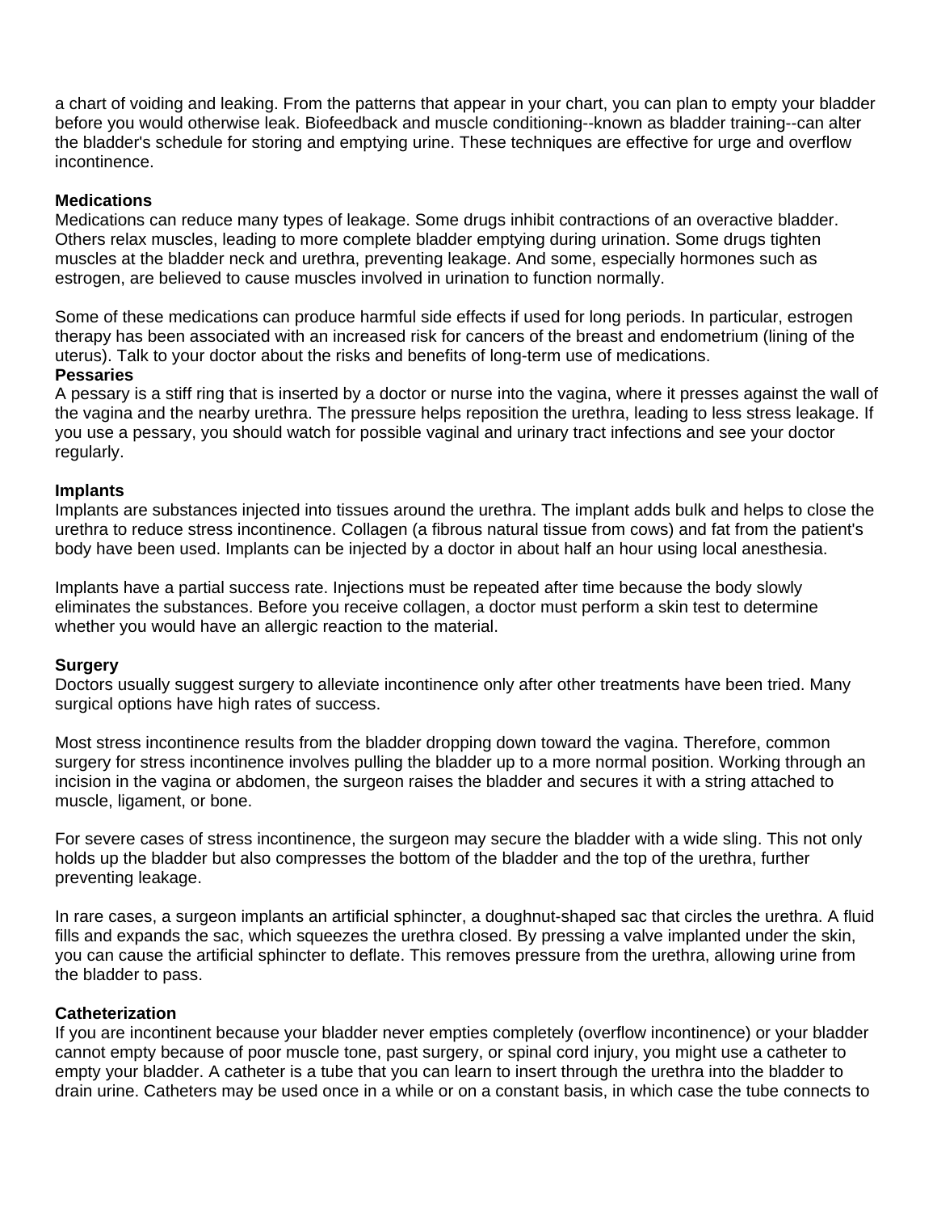a chart of voiding and leaking. From the patterns that appear in your chart, you can plan to empty your bladder before you would otherwise leak. Biofeedback and muscle conditioning--known as bladder training--can alter the bladder's schedule for storing and emptying urine. These techniques are effective for urge and overflow incontinence.

**Medications**

Medications can reduce many types of leakage. Some drugs inhibit contractions of an overactive bladder. Others relax muscles, leading to more complete bladder emptying during urination. Some drugs tighten muscles at the bladder neck and urethra, preventing leakage. And some, especially hormones such as estrogen, are believed to cause muscles involved in urination to function normally.

Some of these medications can produce harmful side effects if used for long periods. In particular, estrogen therapy has been associated with an increased risk for cancers of the breast and endometrium (lining of the uterus). Talk to your doctor about the risks and benefits of long-term use of medications.

**Pessaries**

A pessary is a stiff ring that is inserted by a doctor or nurse into the vagina, where it presses against the wall of the vagina and the nearby urethra. The pressure helps reposition the urethra, leading to less stress leakage. If you use a pessary, you should watch for possible vaginal and urinary tract infections and see your doctor regularly.

**Implants**

Implants are substances injected into tissues around the urethra. The implant adds bulk and helps to close the urethra to reduce stress incontinence. Collagen (a fibrous natural tissue from cows) and fat from the patient's body have been used. Implants can be injected by a doctor in about half an hour using local anesthesia.

Implants have a partial success rate. Injections must be repeated after time because the body slowly eliminates the substances. Before you receive collagen, a doctor must perform a skin test to determine whether you would have an allergic reaction to the material.

**Surgery**

Doctors usually suggest surgery to alleviate incontinence only after other treatments have been tried. Many surgical options have high rates of success.

Most stress incontinence results from the bladder dropping down toward the vagina. Therefore, common surgery for stress incontinence involves pulling the bladder up to a more normal position. Working through an incision in the vagina or abdomen, the surgeon raises the bladder and secures it with a string attached to muscle, ligament, or bone.

For severe cases of stress incontinence, the surgeon may secure the bladder with a wide sling. This not only holds up the bladder but also compresses the bottom of the bladder and the top of the urethra, further preventing leakage.

In rare cases, a surgeon implants an artificial sphincter, a doughnut-shaped sac that circles the urethra. A fluid fills and expands the sac, which squeezes the urethra closed. By pressing a valve implanted under the skin, you can cause the artificial sphincter to deflate. This removes pressure from the urethra, allowing urine from the bladder to pass.

**Catheterization**

If you are incontinent because your bladder never empties completely (overflow incontinence) or your bladder cannot empty because of poor muscle tone, past surgery, or spinal cord injury, you might use a catheter to empty your bladder. A catheter is a tube that you can learn to insert through the urethra into the bladder to drain urine. Catheters may be used once in a while or on a constant basis, in which case the tube connects to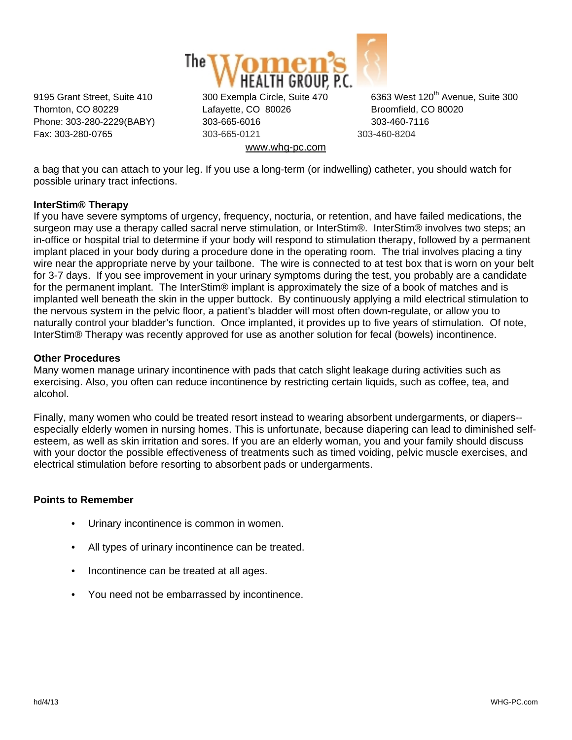a bag that you can attach to your leg. If you use a long-term (or indwelling) catheter, you should watch for possible urinary tract infections.

**InterStim® Therapy**

If you have severe symptoms of urgency, frequency, nocturia, or retention, and have failed medications, the surgeon may use a therapy called sacral nerve stimulation, or InterStim®. InterStim® involves two steps; an in-office or hospital trial to determine if your body will respond to stimulation therapy, followed by a permanent implant placed in your body during a procedure done in the operating room. The trial involves placing a tiny wire near the appropriate nerve by your tailbone. The wire is connected to at test box that is worn on your belt for 3-7 days. If you see improvement in your urinary symptoms during the test, you probably are a candidate for the permanent implant. The InterStim® implant is approximately the size of a book of matches and is implanted well beneath the skin in the upper buttock. By continuously applying a mild electrical stimulation to the nervous system in the pelvic floor, a patient's bladder will most often down-regulate, or allow you to naturally control your bladder's function. Once implanted, it provides up to five years of stimulation. Of note, InterStim® Therapy was recently approved for use as another solution for fecal (bowels) incontinence.

**Other Procedures**

Many women manage urinary incontinence with pads that catch slight leakage during activities such as exercising. Also, you often can reduce incontinence by restricting certain liquids, such as coffee, tea, and alcohol.

Finally, many women who could be treated resort instead to wearing absorbent undergarments, or diapers--especially elderly women in nursing homes. This is unfortunate, because diapering can lead to diminished self-esteem, as well as skin irritation and sores. If you are an elderly woman, you and your family should discuss with your doctor the possible effectiveness of treatments such as timed voiding, pelvic muscle exercises, and electrical stimulation before resorting to absorbent pads or undergarments.

**Points to Remember**

- Urinary incontinence is common in women.
- All types of urinary incontinence can be treated.
- Incontinence can be treated at all ages.
- You need not be embarrassed by incontinence.